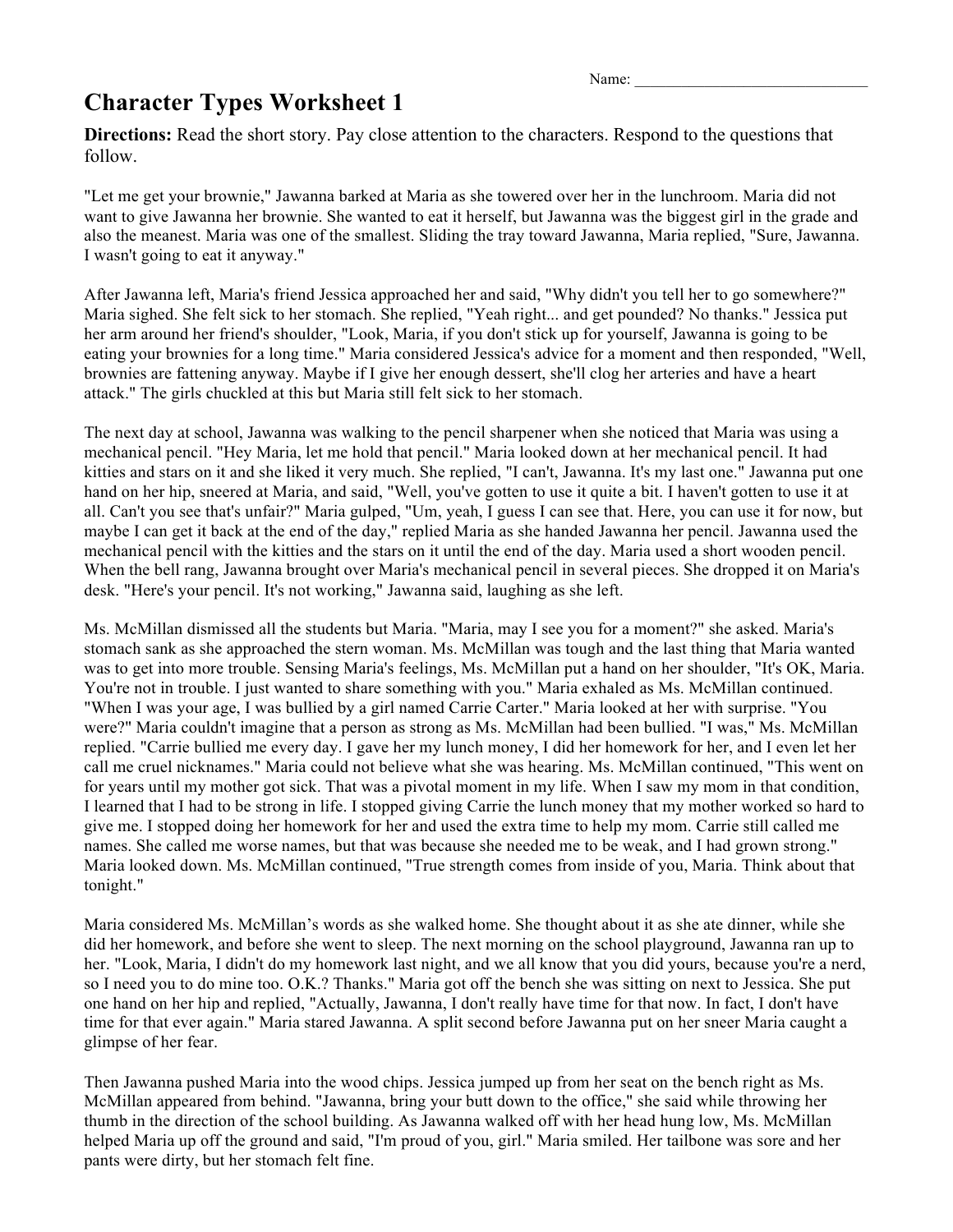Name: ______________________________

# Character Types Worksheet 1

**Directions:** Read the short story. Pay close attention to the characters. Respond to the questions that follow.

"Let me get your brownie," Jawanna barked at Maria as she towered over her in the lunchroom. Maria did not want to give Jawanna her brownie. She wanted to eat it herself, but Jawanna was the biggest girl in the grade and also the meanest. Maria was one of the smallest. Sliding the tray toward Jawanna, Maria replied, "Sure, Jawanna. I wasn't going to eat it anyway."

After Jawanna left, Maria's friend Jessica approached her and said, "Why didn't you tell her to go somewhere?" Maria sighed. She felt sick to her stomach. She replied, "Yeah right... and get pounded? No thanks." Jessica put her arm around her friend's shoulder, "Look, Maria, if you don't stick up for yourself, Jawanna is going to be eating your brownies for a long time." Maria considered Jessica's advice for a moment and then responded, "Well, brownies are fattening anyway. Maybe if I give her enough dessert, she'll clog her arteries and have a heart attack." The girls chuckled at this but Maria still felt sick to her stomach.

The next day at school, Jawanna was walking to the pencil sharpener when she noticed that Maria was using a mechanical pencil. "Hey Maria, let me hold that pencil." Maria looked down at her mechanical pencil. It had kitties and stars on it and she liked it very much. She replied, "I can't, Jawanna. It's my last one." Jawanna put one hand on her hip, sneered at Maria, and said, "Well, you've gotten to use it quite a bit. I haven't gotten to use it at all. Can't you see that's unfair?" Maria gulped, "Um, yeah, I guess I can see that. Here, you can use it for now, but maybe I can get it back at the end of the day," replied Maria as she handed Jawanna her pencil. Jawanna used the mechanical pencil with the kitties and the stars on it until the end of the day. Maria used a short wooden pencil. When the bell rang, Jawanna brought over Maria's mechanical pencil in several pieces. She dropped it on Maria's desk. "Here's your pencil. It's not working," Jawanna said, laughing as she left.

Ms. McMillan dismissed all the students but Maria. "Maria, may I see you for a moment?" she asked. Maria's stomach sank as she approached the stern woman. Ms. McMillan was tough and the last thing that Maria wanted was to get into more trouble. Sensing Maria's feelings, Ms. McMillan put a hand on her shoulder, "It's OK, Maria. You're not in trouble. I just wanted to share something with you." Maria exhaled as Ms. McMillan continued. "When I was your age, I was bullied by a girl named Carrie Carter." Maria looked at her with surprise. "You were?" Maria couldn't imagine that a person as strong as Ms. McMillan had been bullied. "I was," Ms. McMillan replied. "Carrie bullied me every day. I gave her my lunch money, I did her homework for her, and I even let her call me cruel nicknames." Maria could not believe what she was hearing. Ms. McMillan continued, "This went on for years until my mother got sick. That was a pivotal moment in my life. When I saw my mom in that condition, I learned that I had to be strong in life. I stopped giving Carrie the lunch money that my mother worked so hard to give me. I stopped doing her homework for her and used the extra time to help my mom. Carrie still called me names. She called me worse names, but that was because she needed me to be weak, and I had grown strong." Maria looked down. Ms. McMillan continued, "True strength comes from inside of you, Maria. Think about that tonight."

Maria considered Ms. McMillan's words as she walked home. She thought about it as she ate dinner, while she did her homework, and before she went to sleep. The next morning on the school playground, Jawanna ran up to her. "Look, Maria, I didn't do my homework last night, and we all know that you did yours, because you're a nerd, so I need you to do mine too. O.K.? Thanks." Maria got off the bench she was sitting on next to Jessica. She put one hand on her hip and replied, "Actually, Jawanna, I don't really have time for that now. In fact, I don't have time for that ever again." Maria stared Jawanna. A split second before Jawanna put on her sneer Maria caught a glimpse of her fear.

Then Jawanna pushed Maria into the wood chips. Jessica jumped up from her seat on the bench right as Ms. McMillan appeared from behind. "Jawanna, bring your butt down to the office," she said while throwing her thumb in the direction of the school building. As Jawanna walked off with her head hung low, Ms. McMillan helped Maria up off the ground and said, "I'm proud of you, girl." Maria smiled. Her tailbone was sore and her pants were dirty, but her stomach felt fine.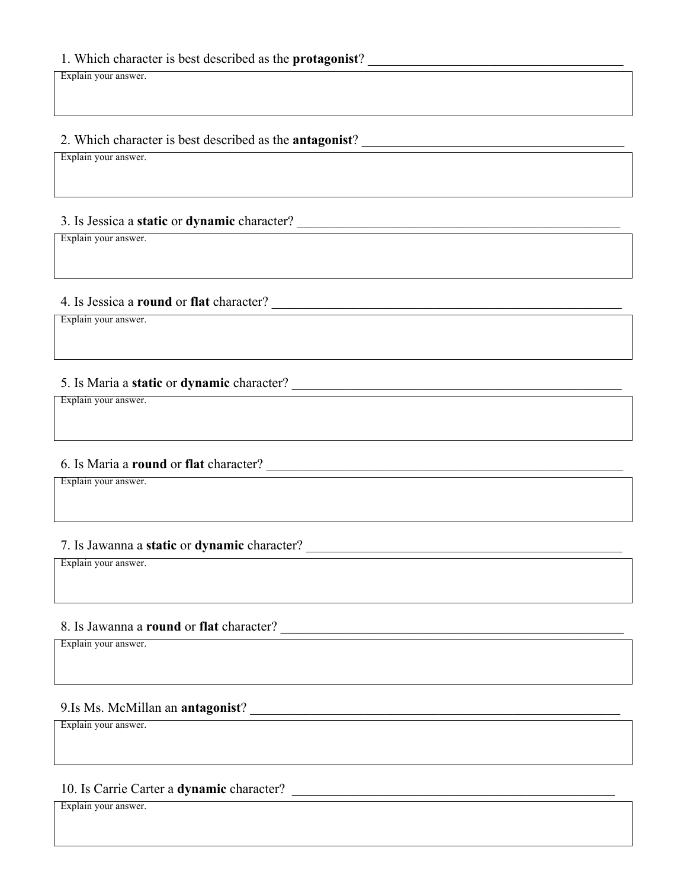1. Which character is best described as the **protagonist**? \_\_\_\_\_\_\_\_\_\_\_\_\_\_\_\_\_\_\_\_\_\_\_\_\_\_\_\_\_\_\_\_\_\_\_\_\_\_\_

Explain your answer.

2. Which character is best described as the **antagonist**? \_\_\_\_\_\_\_\_\_\_\_\_\_\_\_\_\_\_\_\_\_\_\_\_\_\_\_\_\_\_\_\_\_\_\_\_\_\_\_\_

Explain your answer.

3. Is Jessica a **static** or **dynamic** character? \_\_\_\_\_\_\_\_\_\_\_\_\_\_\_\_\_\_\_\_\_\_\_\_\_\_\_\_\_\_\_\_\_\_\_\_\_\_\_\_\_\_\_\_\_\_\_\_\_\_

Explain your answer.

4. Is Jessica a **round** or **flat** character? \_\_\_\_\_\_\_\_\_\_\_\_\_\_\_\_\_\_\_\_\_\_\_\_\_\_\_\_\_\_\_\_\_\_\_\_\_\_\_\_\_\_\_\_\_\_\_\_\_\_\_\_\_

Explain your answer.

5. Is Maria a **static** or **dynamic** character? \_\_\_\_\_\_\_\_\_\_\_\_\_\_\_\_\_\_\_\_\_\_\_\_\_\_\_\_\_\_\_\_\_\_\_\_\_\_\_\_\_\_\_\_\_\_\_\_\_\_\_

Explain your answer.

6. Is Maria a **round** or **flat** character? \_\_\_\_\_\_\_\_\_\_\_\_\_\_\_\_\_\_\_\_\_\_\_\_\_\_\_\_\_\_\_\_\_\_\_\_\_\_\_\_\_\_\_\_\_\_\_\_\_\_\_\_\_\_\_\_

Explain your answer.

7. Is Jawanna a **static** or **dynamic** character? \_\_\_\_\_\_\_\_\_\_\_\_\_\_\_\_\_\_\_\_\_\_\_\_\_\_\_\_\_\_\_\_\_\_\_\_\_\_\_\_\_\_\_\_\_\_\_\_\_\_

Explain your answer.

8. Is Jawanna a **round** or **flat** character? \_\_\_\_\_\_\_\_\_\_\_\_\_\_\_\_\_\_\_\_\_\_\_\_\_\_\_\_\_\_\_\_\_\_\_\_\_\_\_\_\_\_\_\_\_\_\_\_\_\_\_\_\_

Explain your answer.

9.Is Ms. McMillan an **antagonist**? \_\_\_\_\_\_\_\_\_\_\_\_\_\_\_\_\_\_\_\_\_\_\_\_\_\_\_\_\_\_\_\_\_\_\_\_\_\_\_\_\_\_\_\_\_\_\_\_\_\_\_\_\_\_\_\_\_\_\_\_

Explain your answer.

10. Is Carrie Carter a **dynamic** character? \_\_\_\_\_\_\_\_\_\_\_\_\_\_\_\_\_\_\_\_\_\_\_\_\_\_\_\_\_\_\_\_\_\_\_\_\_\_\_\_\_\_\_\_\_\_\_\_\_\_\_

Explain your answer.